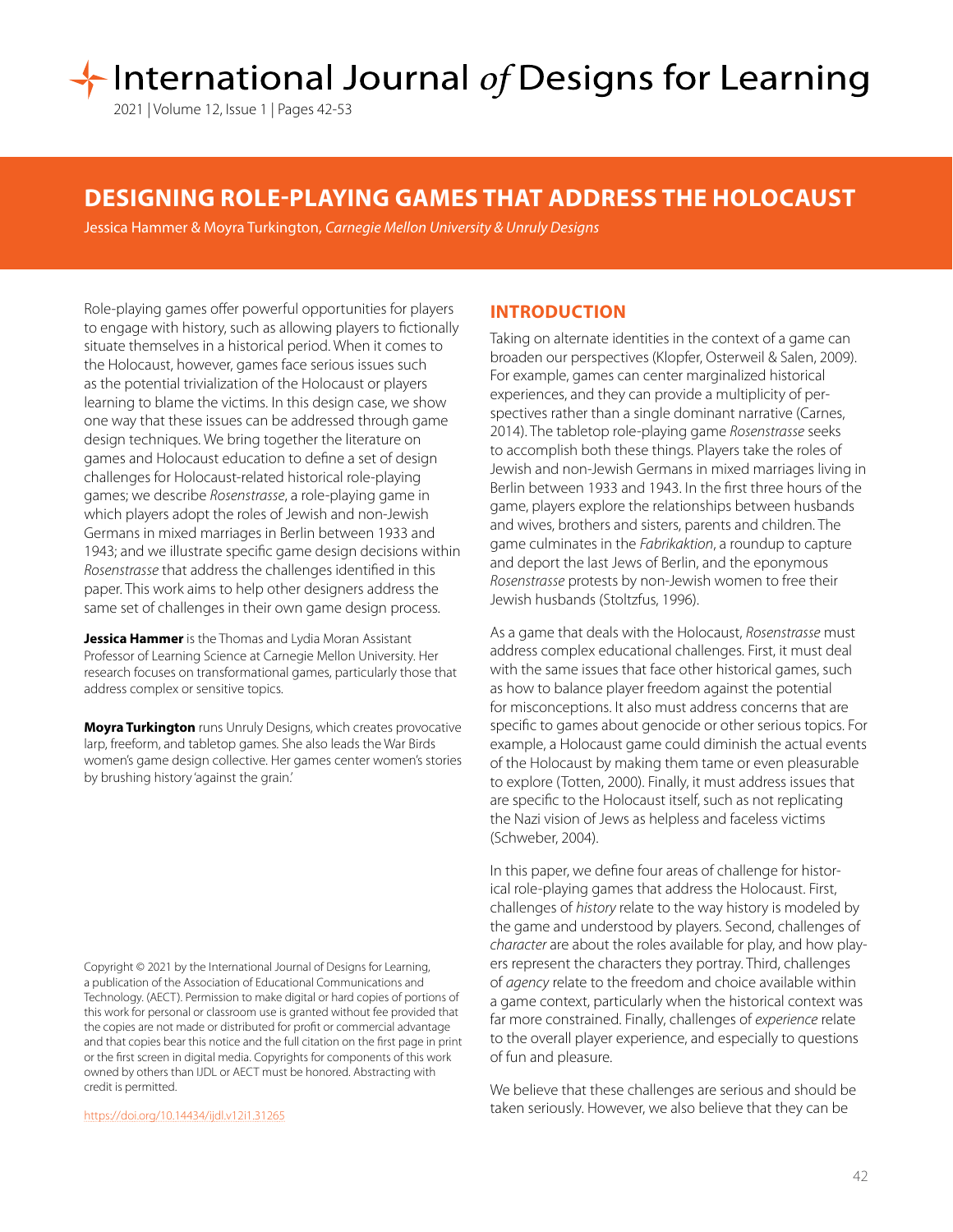# DESIGNING ROLE-PLAYING GAMES THAT ADDRESS THE HOLOCAUST

Jessica Hammer & Moyra Turkington, *Carnegie Mellon University & Unruly Designs*

Role-playing games offer powerful opportunities for players to engage with history, such as allowing players to fictionally situate themselves in a historical period. When it comes to the Holocaust, however, games face serious issues such as the potential trivialization of the Holocaust or players learning to blame the victims. In this design case, we show one way that these issues can be addressed through game design techniques. We bring together the literature on games and Holocaust education to define a set of design challenges for Holocaust-related historical role-playing games; we describe *Rosenstrasse*, a role-playing game in which players adopt the roles of Jewish and non-Jewish Germans in mixed marriages in Berlin between 1933 and 1943; and we illustrate specific game design decisions within *Rosenstrasse* that address the challenges identified in this paper. This work aims to help other designers address the same set of challenges in their own game design process.

**Jessica Hammer** is the Thomas and Lydia Moran Assistant Professor of Learning Science at Carnegie Mellon University. Her research focuses on transformational games, particularly those that address complex or sensitive topics.

**Moyra Turkington** runs Unruly Designs, which creates provocative larp, freeform, and tabletop games. She also leads the War Birds women's game design collective. Her games center women's stories by brushing history 'against the grain.'

Copyright © 2021 by the International Journal of Designs for Learning, a publication of the Association of Educational Communications and Technology. (AECT). Permission to make digital or hard copies of portions of this work for personal or classroom use is granted without fee provided that the copies are not made or distributed for profit or commercial advantage and that copies bear this notice and the full citation on the first page in print or the first screen in digital media. Copyrights for components of this work owned by others than IJDL or AECT must be honored. Abstracting with credit is permitted.

https://doi.org/10.14434/ijdl.v12i1.31265

## INTRODUCTION

Taking on alternate identities in the context of a game can broaden our perspectives (Klopfer, Osterweil & Salen, 2009). For example, games can center marginalized historical experiences, and they can provide a multiplicity of perspectives rather than a single dominant narrative (Carnes, 2014). The tabletop role-playing game *Rosenstrasse* seeks to accomplish both these things. Players take the roles of Jewish and non-Jewish Germans in mixed marriages living in Berlin between 1933 and 1943. In the first three hours of the game, players explore the relationships between husbands and wives, brothers and sisters, parents and children. The game culminates in the *Fabrikaktion*, a roundup to capture and deport the last Jews of Berlin, and the eponymous *Rosenstrasse* protests by non-Jewish women to free their Jewish husbands (Stoltzfus, 1996).

As a game that deals with the Holocaust, *Rosenstrasse* must address complex educational challenges. First, it must deal with the same issues that face other historical games, such as how to balance player freedom against the potential for misconceptions. It also must address concerns that are specific to games about genocide or other serious topics. For example, a Holocaust game could diminish the actual events of the Holocaust by making them tame or even pleasurable to explore (Totten, 2000). Finally, it must address issues that are specific to the Holocaust itself, such as not replicating the Nazi vision of Jews as helpless and faceless victims (Schweber, 2004).

In this paper, we define four areas of challenge for historical role-playing games that address the Holocaust. First, challenges of *history* relate to the way history is modeled by the game and understood by players. Second, challenges of *character* are about the roles available for play, and how players represent the characters they portray. Third, challenges of *agency* relate to the freedom and choice available within a game context, particularly when the historical context was far more constrained. Finally, challenges of *experience* relate to the overall player experience, and especially to questions of fun and pleasure.

We believe that these challenges are serious and should be taken seriously. However, we also believe that they can be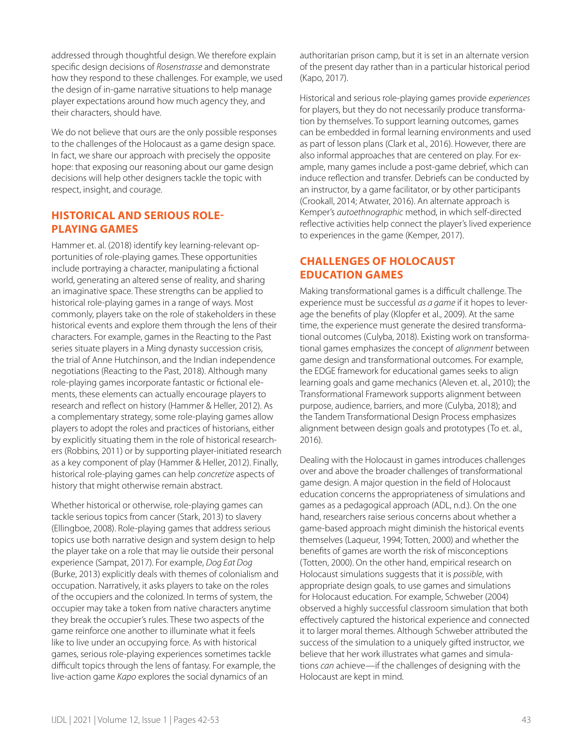addressed through thoughtful design. We therefore explain specific design decisions of *Rosenstrasse* and demonstrate how they respond to these challenges. For example, we used the design of in-game narrative situations to help manage player expectations around how much agency they, and their characters, should have.

We do not believe that ours are the only possible responses to the challenges of the Holocaust as a game design space. In fact, we share our approach with precisely the opposite hope: that exposing our reasoning about our game design decisions will help other designers tackle the topic with respect, insight, and courage.

## HISTORICAL AND SERIOUS ROLE-PLAYING GAMES

Hammer et. al. (2018) identify key learning-relevant opportunities of role-playing games. These opportunities include portraying a character, manipulating a fictional world, generating an altered sense of reality, and sharing an imaginative space. These strengths can be applied to historical role-playing games in a range of ways. Most commonly, players take on the role of stakeholders in these historical events and explore them through the lens of their characters. For example, games in the Reacting to the Past series situate players in a Ming dynasty succession crisis, the trial of Anne Hutchinson, and the Indian independence negotiations (Reacting to the Past, 2018). Although many role-playing games incorporate fantastic or fictional elements, these elements can actually encourage players to research and reflect on history (Hammer & Heller, 2012). As a complementary strategy, some role-playing games allow players to adopt the roles and practices of historians, either by explicitly situating them in the role of historical researchers (Robbins, 2011) or by supporting player-initiated research as a key component of play (Hammer & Heller, 2012). Finally, historical role-playing games can help *concretize* aspects of history that might otherwise remain abstract.

Whether historical or otherwise, role-playing games can tackle serious topics from cancer (Stark, 2013) to slavery (Ellingboe, 2008). Role-playing games that address serious topics use both narrative design and system design to help the player take on a role that may lie outside their personal experience (Sampat, 2017). For example, *Dog Eat Dog* (Burke, 2013) explicitly deals with themes of colonialism and occupation. Narratively, it asks players to take on the roles of the occupiers and the colonized. In terms of system, the occupier may take a token from native characters anytime they break the occupier's rules. These two aspects of the game reinforce one another to illuminate what it feels like to live under an occupying force. As with historical games, serious role-playing experiences sometimes tackle difficult topics through the lens of fantasy. For example, the live-action game *Kapo* explores the social dynamics of an authoritarian prison camp, but it is set in an alternate version of the present day rather than in a particular historical period (Kapo, 2017).

Historical and serious role-playing games provide *experiences* for players, but they do not necessarily produce transformation by themselves. To support learning outcomes, games can be embedded in formal learning environments and used as part of lesson plans (Clark et al., 2016). However, there are also informal approaches that are centered on play. For example, many games include a post-game debrief, which can induce reflection and transfer. Debriefs can be conducted by an instructor, by a game facilitator, or by other participants (Crookall, 2014; Atwater, 2016). An alternate approach is Kemper's *autoethnographic* method, in which self-directed reflective activities help connect the player's lived experience to experiences in the game (Kemper, 2017).

## CHALLENGES OF HOLOCAUST EDUCATION GAMES

Making transformational games is a difficult challenge. The experience must be successful *as a game* if it hopes to leverage the benefits of play (Klopfer et al., 2009). At the same time, the experience must generate the desired transformational outcomes (Culyba, 2018). Existing work on transformational games emphasizes the concept of *alignment* between game design and transformational outcomes. For example, the EDGE framework for educational games seeks to align learning goals and game mechanics (Aleven et. al., 2010); the Transformational Framework supports alignment between purpose, audience, barriers, and more (Culyba, 2018); and the Tandem Transformational Design Process emphasizes alignment between design goals and prototypes (To et. al., 2016).

Dealing with the Holocaust in games introduces challenges over and above the broader challenges of transformational game design. A major question in the field of Holocaust education concerns the appropriateness of simulations and games as a pedagogical approach (ADL, n.d.). On the one hand, researchers raise serious concerns about whether a game-based approach might diminish the historical events themselves (Laqueur, 1994; Totten, 2000) and whether the benefits of games are worth the risk of misconceptions (Totten, 2000). On the other hand, empirical research on Holocaust simulations suggests that it is *possible*, with appropriate design goals, to use games and simulations for Holocaust education. For example, Schweber (2004) observed a highly successful classroom simulation that both effectively captured the historical experience and connected it to larger moral themes. Although Schweber attributed the success of the simulation to a uniquely gifted instructor, we believe that her work illustrates what games and simulations *can* achieve—if the challenges of designing with the Holocaust are kept in mind.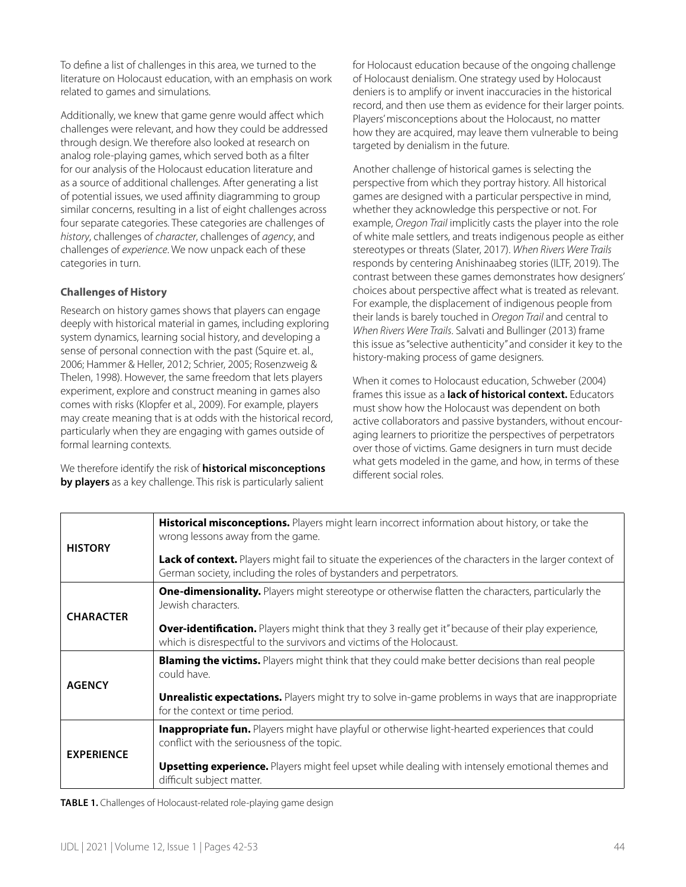To define a list of challenges in this area, we turned to the literature on Holocaust education, with an emphasis on work related to games and simulations.

Additionally, we knew that game genre would affect which challenges were relevant, and how they could be addressed through design. We therefore also looked at research on analog role-playing games, which served both as a filter for our analysis of the Holocaust education literature and as a source of additional challenges. After generating a list of potential issues, we used affinity diagramming to group similar concerns, resulting in a list of eight challenges across four separate categories. These categories are challenges of *history*, challenges of *character*, challenges of *agency*, and challenges of *experience*. We now unpack each of these categories in turn.

### Challenges of History

Research on history games shows that players can engage deeply with historical material in games, including exploring system dynamics, learning social history, and developing a sense of personal connection with the past (Squire et. al., 2006; Hammer & Heller, 2012; Schrier, 2005; Rosenzweig & Thelen, 1998). However, the same freedom that lets players experiment, explore and construct meaning in games also comes with risks (Klopfer et al., 2009). For example, players may create meaning that is at odds with the historical record, particularly when they are engaging with games outside of formal learning contexts.

We therefore identify the risk of **historical misconceptions by players** as a key challenge. This risk is particularly salient for Holocaust education because of the ongoing challenge of Holocaust denialism. One strategy used by Holocaust deniers is to amplify or invent inaccuracies in the historical record, and then use them as evidence for their larger points. Players' misconceptions about the Holocaust, no matter how they are acquired, may leave them vulnerable to being targeted by denialism in the future.

Another challenge of historical games is selecting the perspective from which they portray history. All historical games are designed with a particular perspective in mind, whether they acknowledge this perspective or not. For example, *Oregon Trail* implicitly casts the player into the role of white male settlers, and treats indigenous people as either stereotypes or threats (Slater, 2017). *When Rivers Were Trails* responds by centering Anishinaabeg stories (ILTF, 2019). The contrast between these games demonstrates how designers' choices about perspective affect what is treated as relevant. For example, the displacement of indigenous people from their lands is barely touched in *Oregon Trail* and central to *When Rivers Were Trails*. Salvati and Bullinger (2013) frame this issue as "selective authenticity" and consider it key to the history-making process of game designers.

When it comes to Holocaust education, Schweber (2004) frames this issue as a **lack of historical context.** Educators must show how the Holocaust was dependent on both active collaborators and passive bystanders, without encouraging learners to prioritize the perspectives of perpetrators over those of victims. Game designers in turn must decide what gets modeled in the game, and how, in terms of these different social roles.

| | |
|---|---|
| **HISTORY** | **Historical misconceptions.** Players might learn incorrect information about history, or take the wrong lessons away from the game. |
| | **Lack of context.** Players might fail to situate the experiences of the characters in the larger context of German society, including the roles of bystanders and perpetrators. |
| **CHARACTER** | **One-dimensionality.** Players might stereotype or otherwise flatten the characters, particularly the Jewish characters. |
| | **Over-identification.** Players might think that they 3 really get it" because of their play experience, which is disrespectful to the survivors and victims of the Holocaust. |
| **AGENCY** | **Blaming the victims.** Players might think that they could make better decisions than real people could have. |
| | **Unrealistic expectations.** Players might try to solve in-game problems in ways that are inappropriate for the context or time period. |
| **EXPERIENCE** | **Inappropriate fun.** Players might have playful or otherwise light-hearted experiences that could conflict with the seriousness of the topic. |
| | **Upsetting experience.** Players might feel upset while dealing with intensely emotional themes and difficult subject matter. |

**TABLE 1.** Challenges of Holocaust-related role-playing game design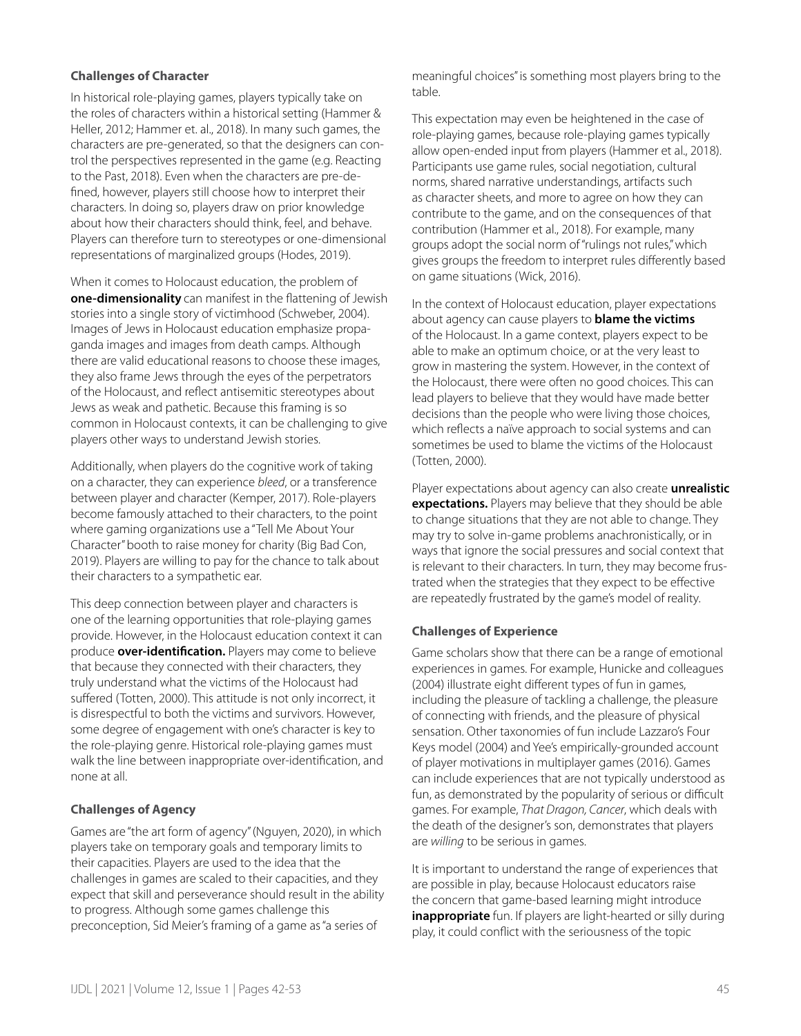### Challenges of Character

In historical role-playing games, players typically take on the roles of characters within a historical setting (Hammer & Heller, 2012; Hammer et. al., 2018). In many such games, the characters are pre-generated, so that the designers can control the perspectives represented in the game (e.g. Reacting to the Past, 2018). Even when the characters are pre-defined, however, players still choose how to interpret their characters. In doing so, players draw on prior knowledge about how their characters should think, feel, and behave. Players can therefore turn to stereotypes or one-dimensional representations of marginalized groups (Hodes, 2019).

When it comes to Holocaust education, the problem of **one-dimensionality** can manifest in the flattening of Jewish stories into a single story of victimhood (Schweber, 2004). Images of Jews in Holocaust education emphasize propaganda images and images from death camps. Although there are valid educational reasons to choose these images, they also frame Jews through the eyes of the perpetrators of the Holocaust, and reflect antisemitic stereotypes about Jews as weak and pathetic. Because this framing is so common in Holocaust contexts, it can be challenging to give players other ways to understand Jewish stories.

Additionally, when players do the cognitive work of taking on a character, they can experience *bleed*, or a transference between player and character (Kemper, 2017). Role-players become famously attached to their characters, to the point where gaming organizations use a "Tell Me About Your Character" booth to raise money for charity (Big Bad Con, 2019). Players are willing to pay for the chance to talk about their characters to a sympathetic ear.

This deep connection between player and characters is one of the learning opportunities that role-playing games provide. However, in the Holocaust education context it can produce **over-identification.** Players may come to believe that because they connected with their characters, they truly understand what the victims of the Holocaust had suffered (Totten, 2000). This attitude is not only incorrect, it is disrespectful to both the victims and survivors. However, some degree of engagement with one's character is key to the role-playing genre. Historical role-playing games must walk the line between inappropriate over-identification, and none at all.

### Challenges of Agency

Games are "the art form of agency" (Nguyen, 2020), in which players take on temporary goals and temporary limits to their capacities. Players are used to the idea that the challenges in games are scaled to their capacities, and they expect that skill and perseverance should result in the ability to progress. Although some games challenge this preconception, Sid Meier's framing of a game as "a series of meaningful choices" is something most players bring to the table.

This expectation may even be heightened in the case of role-playing games, because role-playing games typically allow open-ended input from players (Hammer et al., 2018). Participants use game rules, social negotiation, cultural norms, shared narrative understandings, artifacts such as character sheets, and more to agree on how they can contribute to the game, and on the consequences of that contribution (Hammer et al., 2018). For example, many groups adopt the social norm of "rulings not rules," which gives groups the freedom to interpret rules differently based on game situations (Wick, 2016).

In the context of Holocaust education, player expectations about agency can cause players to **blame the victims** of the Holocaust. In a game context, players expect to be able to make an optimum choice, or at the very least to grow in mastering the system. However, in the context of the Holocaust, there were often no good choices. This can lead players to believe that they would have made better decisions than the people who were living those choices, which reflects a naïve approach to social systems and can sometimes be used to blame the victims of the Holocaust (Totten, 2000).

Player expectations about agency can also create **unrealistic expectations.** Players may believe that they should be able to change situations that they are not able to change. They may try to solve in-game problems anachronistically, or in ways that ignore the social pressures and social context that is relevant to their characters. In turn, they may become frustrated when the strategies that they expect to be effective are repeatedly frustrated by the game's model of reality.

### Challenges of Experience

Game scholars show that there can be a range of emotional experiences in games. For example, Hunicke and colleagues (2004) illustrate eight different types of fun in games, including the pleasure of tackling a challenge, the pleasure of connecting with friends, and the pleasure of physical sensation. Other taxonomies of fun include Lazzaro's Four Keys model (2004) and Yee's empirically-grounded account of player motivations in multiplayer games (2016). Games can include experiences that are not typically understood as fun, as demonstrated by the popularity of serious or difficult games. For example, *That Dragon, Cancer*, which deals with the death of the designer's son, demonstrates that players are *willing* to be serious in games.

It is important to understand the range of experiences that are possible in play, because Holocaust educators raise the concern that game-based learning might introduce **inappropriate** fun. If players are light-hearted or silly during play, it could conflict with the seriousness of the topic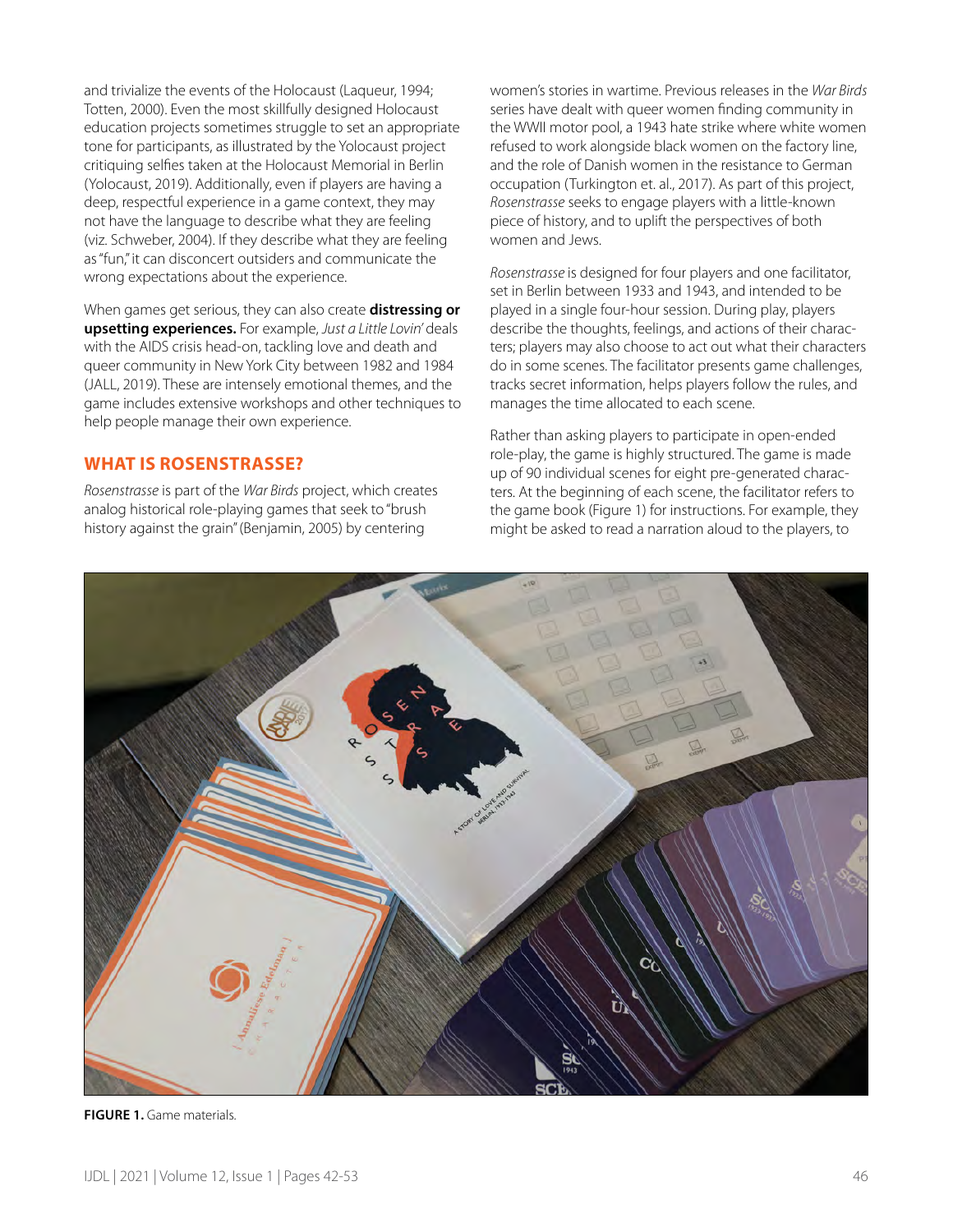and trivialize the events of the Holocaust (Laqueur, 1994; Totten, 2000). Even the most skillfully designed Holocaust education projects sometimes struggle to set an appropriate tone for participants, as illustrated by the Yolocaust project critiquing selfies taken at the Holocaust Memorial in Berlin (Yolocaust, 2019). Additionally, even if players are having a deep, respectful experience in a game context, they may not have the language to describe what they are feeling (viz. Schweber, 2004). If they describe what they are feeling as "fun," it can disconcert outsiders and communicate the wrong expectations about the experience.

When games get serious, they can also create **distressing or upsetting experiences.** For example, *Just a Little Lovin'* deals with the AIDS crisis head-on, tackling love and death and queer community in New York City between 1982 and 1984 (JALL, 2019). These are intensely emotional themes, and the game includes extensive workshops and other techniques to help people manage their own experience.

## WHAT IS ROSENSTRASSE?

*Rosenstrasse* is part of the *War Birds* project, which creates analog historical role-playing games that seek to "brush history against the grain" (Benjamin, 2005) by centering women's stories in wartime. Previous releases in the *War Birds* series have dealt with queer women finding community in the WWII motor pool, a 1943 hate strike where white women refused to work alongside black women on the factory line, and the role of Danish women in the resistance to German occupation (Turkington et. al., 2017). As part of this project, *Rosenstrasse* seeks to engage players with a little-known piece of history, and to uplift the perspectives of both women and Jews.

*Rosenstrasse* is designed for four players and one facilitator, set in Berlin between 1933 and 1943, and intended to be played in a single four-hour session. During play, players describe the thoughts, feelings, and actions of their characters; players may also choose to act out what their characters do in some scenes. The facilitator presents game challenges, tracks secret information, helps players follow the rules, and manages the time allocated to each scene.

Rather than asking players to participate in open-ended role-play, the game is highly structured. The game is made up of 90 individual scenes for eight pre-generated characters. At the beginning of each scene, the facilitator refers to the game book (Figure 1) for instructions. For example, they might be asked to read a narration aloud to the players, to

**FIGURE 1.** Game materials.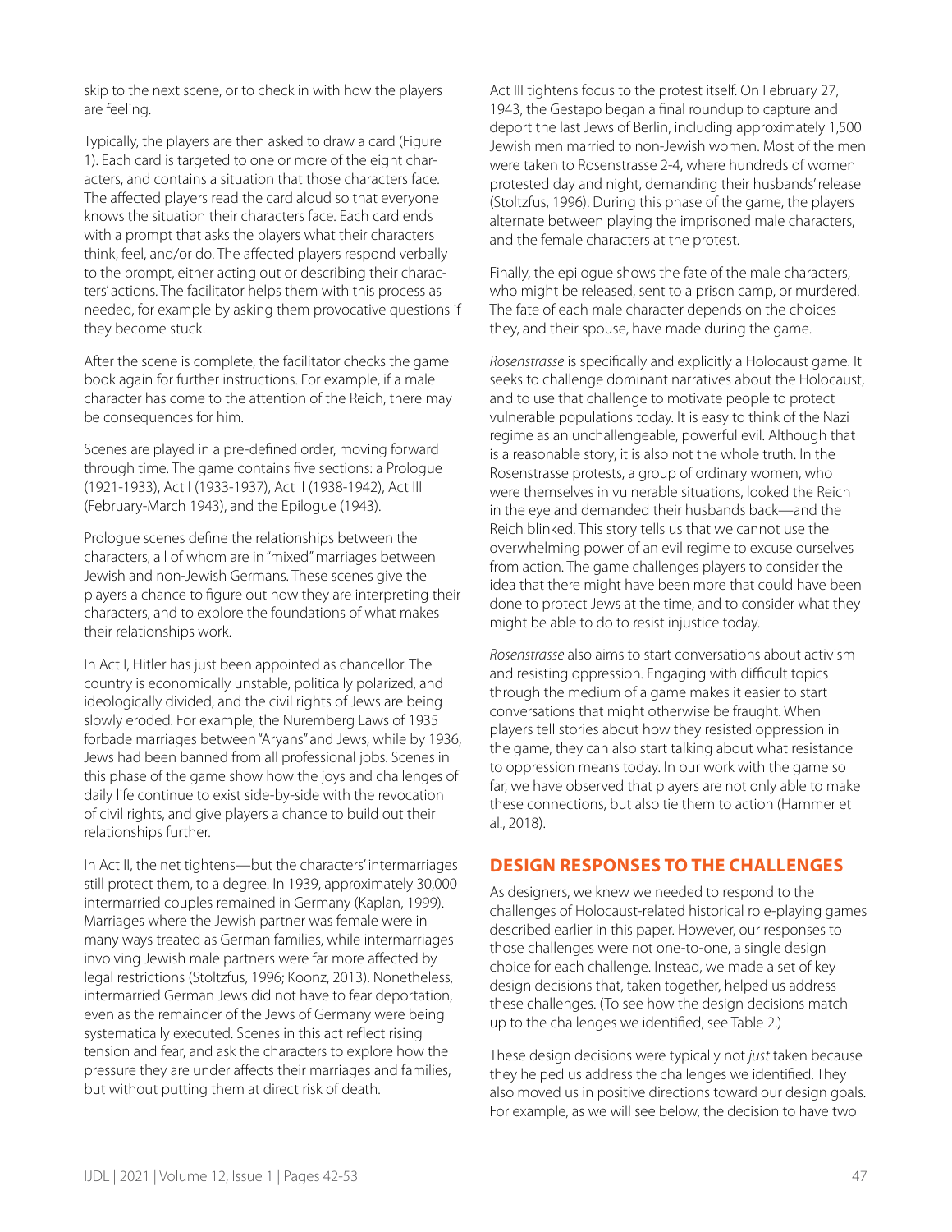skip to the next scene, or to check in with how the players are feeling.

Typically, the players are then asked to draw a card (Figure 1). Each card is targeted to one or more of the eight characters, and contains a situation that those characters face. The affected players read the card aloud so that everyone knows the situation their characters face. Each card ends with a prompt that asks the players what their characters think, feel, and/or do. The affected players respond verbally to the prompt, either acting out or describing their characters' actions. The facilitator helps them with this process as needed, for example by asking them provocative questions if they become stuck.

After the scene is complete, the facilitator checks the game book again for further instructions. For example, if a male character has come to the attention of the Reich, there may be consequences for him.

Scenes are played in a pre-defined order, moving forward through time. The game contains five sections: a Prologue (1921-1933), Act I (1933-1937), Act II (1938-1942), Act III (February-March 1943), and the Epilogue (1943).

Prologue scenes define the relationships between the characters, all of whom are in "mixed" marriages between Jewish and non-Jewish Germans. These scenes give the players a chance to figure out how they are interpreting their characters, and to explore the foundations of what makes their relationships work.

In Act I, Hitler has just been appointed as chancellor. The country is economically unstable, politically polarized, and ideologically divided, and the civil rights of Jews are being slowly eroded. For example, the Nuremberg Laws of 1935 forbade marriages between "Aryans" and Jews, while by 1936, Jews had been banned from all professional jobs. Scenes in this phase of the game show how the joys and challenges of daily life continue to exist side-by-side with the revocation of civil rights, and give players a chance to build out their relationships further.

In Act II, the net tightens—but the characters' intermarriages still protect them, to a degree. In 1939, approximately 30,000 intermarried couples remained in Germany (Kaplan, 1999). Marriages where the Jewish partner was female were in many ways treated as German families, while intermarriages involving Jewish male partners were far more affected by legal restrictions (Stoltzfus, 1996; Koonz, 2013). Nonetheless, intermarried German Jews did not have to fear deportation, even as the remainder of the Jews of Germany were being systematically executed. Scenes in this act reflect rising tension and fear, and ask the characters to explore how the pressure they are under affects their marriages and families, but without putting them at direct risk of death.

Act III tightens focus to the protest itself. On February 27, 1943, the Gestapo began a final roundup to capture and deport the last Jews of Berlin, including approximately 1,500 Jewish men married to non-Jewish women. Most of the men were taken to Rosenstrasse 2-4, where hundreds of women protested day and night, demanding their husbands' release (Stoltzfus, 1996). During this phase of the game, the players alternate between playing the imprisoned male characters, and the female characters at the protest.

Finally, the epilogue shows the fate of the male characters, who might be released, sent to a prison camp, or murdered. The fate of each male character depends on the choices they, and their spouse, have made during the game.

*Rosenstrasse* is specifically and explicitly a Holocaust game. It seeks to challenge dominant narratives about the Holocaust, and to use that challenge to motivate people to protect vulnerable populations today. It is easy to think of the Nazi regime as an unchallengeable, powerful evil. Although that is a reasonable story, it is also not the whole truth. In the Rosenstrasse protests, a group of ordinary women, who were themselves in vulnerable situations, looked the Reich in the eye and demanded their husbands back—and the Reich blinked. This story tells us that we cannot use the overwhelming power of an evil regime to excuse ourselves from action. The game challenges players to consider the idea that there might have been more that could have been done to protect Jews at the time, and to consider what they might be able to do to resist injustice today.

*Rosenstrasse* also aims to start conversations about activism and resisting oppression. Engaging with difficult topics through the medium of a game makes it easier to start conversations that might otherwise be fraught. When players tell stories about how they resisted oppression in the game, they can also start talking about what resistance to oppression means today. In our work with the game so far, we have observed that players are not only able to make these connections, but also tie them to action (Hammer et al., 2018).

## DESIGN RESPONSES TO THE CHALLENGES

As designers, we knew we needed to respond to the challenges of Holocaust-related historical role-playing games described earlier in this paper. However, our responses to those challenges were not one-to-one, a single design choice for each challenge. Instead, we made a set of key design decisions that, taken together, helped us address these challenges. (To see how the design decisions match up to the challenges we identified, see Table 2.)

These design decisions were typically not *just* taken because they helped us address the challenges we identified. They also moved us in positive directions toward our design goals. For example, as we will see below, the decision to have two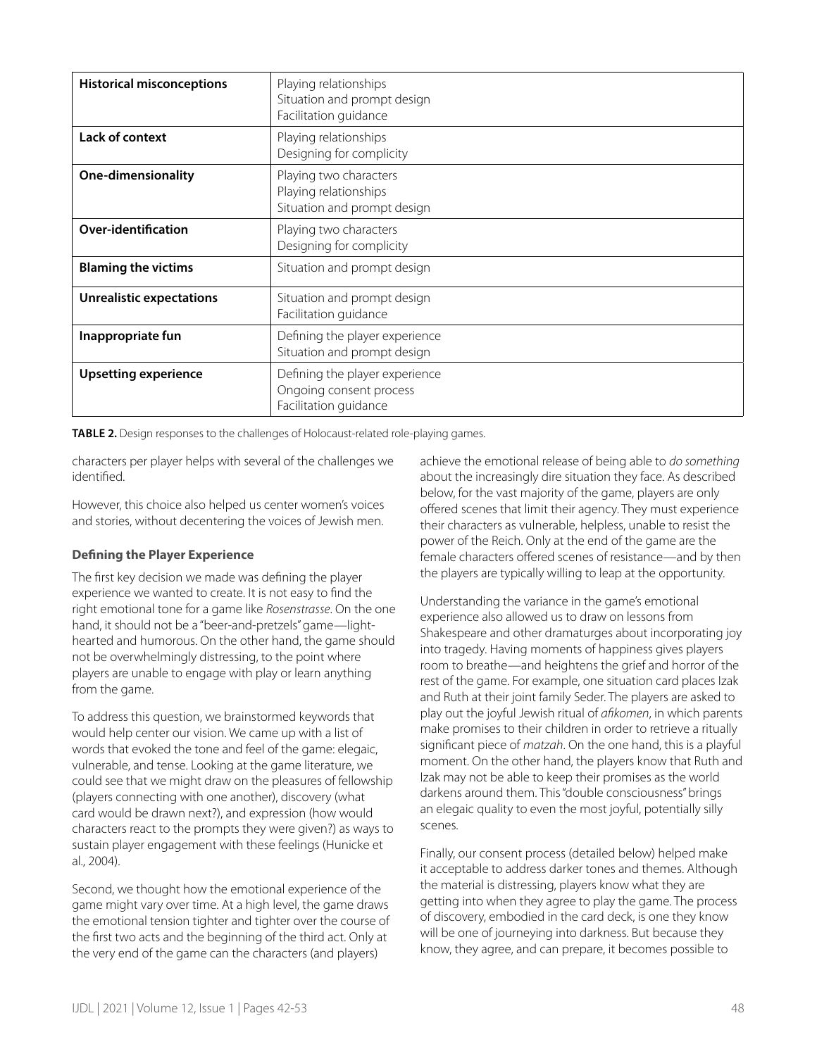| Historical misconceptions | Playing relationships<br>Situation and prompt design<br>Facilitation guidance |
|---|---|
| **Lack of context** | Playing relationships<br>Designing for complicity |
| **One-dimensionality** | Playing two characters<br>Playing relationships<br>Situation and prompt design |
| **Over-identification** | Playing two characters<br>Designing for complicity |
| **Blaming the victims** | Situation and prompt design |
| **Unrealistic expectations** | Situation and prompt design<br>Facilitation guidance |
| **Inappropriate fun** | Defining the player experience<br>Situation and prompt design |
| **Upsetting experience** | Defining the player experience<br>Ongoing consent process<br>Facilitation guidance |

**TABLE 2.** Design responses to the challenges of Holocaust-related role-playing games.

characters per player helps with several of the challenges we identified.

However, this choice also helped us center women's voices and stories, without decentering the voices of Jewish men.

### Defining the Player Experience

The first key decision we made was defining the player experience we wanted to create. It is not easy to find the right emotional tone for a game like *Rosenstrasse*. On the one hand, it should not be a "beer-and-pretzels" game—lighthearted and humorous. On the other hand, the game should not be overwhelmingly distressing, to the point where players are unable to engage with play or learn anything from the game.

To address this question, we brainstormed keywords that would help center our vision. We came up with a list of words that evoked the tone and feel of the game: elegaic, vulnerable, and tense. Looking at the game literature, we could see that we might draw on the pleasures of fellowship (players connecting with one another), discovery (what card would be drawn next?), and expression (how would characters react to the prompts they were given?) as ways to sustain player engagement with these feelings (Hunicke et al., 2004).

Second, we thought how the emotional experience of the game might vary over time. At a high level, the game draws the emotional tension tighter and tighter over the course of the first two acts and the beginning of the third act. Only at the very end of the game can the characters (and players) achieve the emotional release of being able to *do something* about the increasingly dire situation they face. As described below, for the vast majority of the game, players are only offered scenes that limit their agency. They must experience their characters as vulnerable, helpless, unable to resist the power of the Reich. Only at the end of the game are the female characters offered scenes of resistance—and by then the players are typically willing to leap at the opportunity.

Understanding the variance in the game's emotional experience also allowed us to draw on lessons from Shakespeare and other dramaturges about incorporating joy into tragedy. Having moments of happiness gives players room to breathe—and heightens the grief and horror of the rest of the game. For example, one situation card places Izak and Ruth at their joint family Seder. The players are asked to play out the joyful Jewish ritual of *afikomen*, in which parents make promises to their children in order to retrieve a ritually significant piece of *matzah*. On the one hand, this is a playful moment. On the other hand, the players know that Ruth and Izak may not be able to keep their promises as the world darkens around them. This "double consciousness" brings an elegaic quality to even the most joyful, potentially silly scenes.

Finally, our consent process (detailed below) helped make it acceptable to address darker tones and themes. Although the material is distressing, players know what they are getting into when they agree to play the game. The process of discovery, embodied in the card deck, is one they know will be one of journeying into darkness. But because they know, they agree, and can prepare, it becomes possible to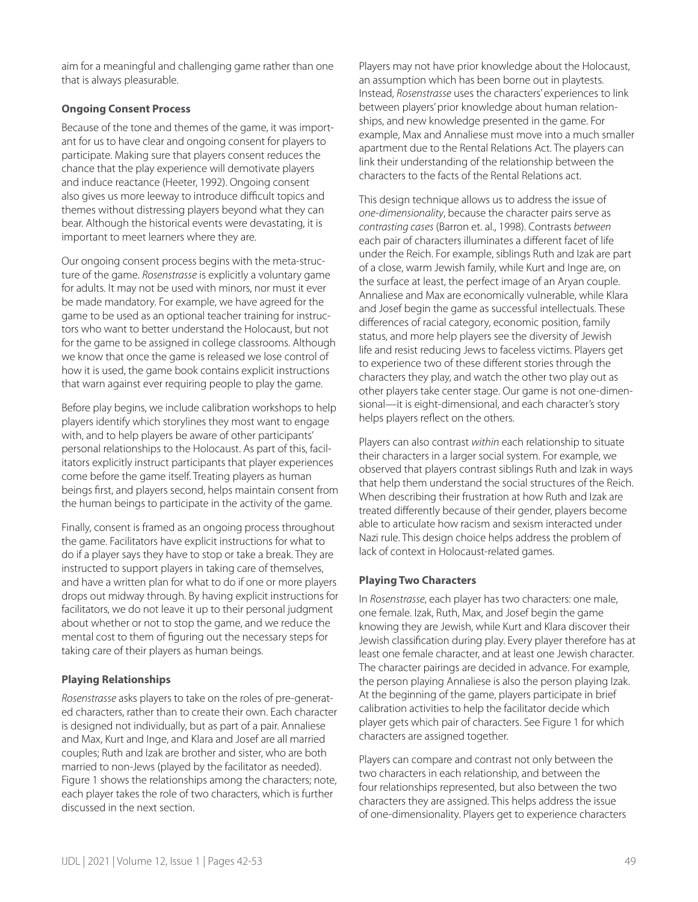aim for a meaningful and challenging game rather than one that is always pleasurable.

### Ongoing Consent Process

Because of the tone and themes of the game, it was important for us to have clear and ongoing consent for players to participate. Making sure that players consent reduces the chance that the play experience will demotivate players and induce reactance (Heeter, 1992). Ongoing consent also gives us more leeway to introduce difficult topics and themes without distressing players beyond what they can bear. Although the historical events were devastating, it is important to meet learners where they are.

Our ongoing consent process begins with the meta-structure of the game. *Rosenstrasse* is explicitly a voluntary game for adults. It may not be used with minors, nor must it ever be made mandatory. For example, we have agreed for the game to be used as an optional teacher training for instructors who want to better understand the Holocaust, but not for the game to be assigned in college classrooms. Although we know that once the game is released we lose control of how it is used, the game book contains explicit instructions that warn against ever requiring people to play the game.

Before play begins, we include calibration workshops to help players identify which storylines they most want to engage with, and to help players be aware of other participants' personal relationships to the Holocaust. As part of this, facilitators explicitly instruct participants that player experiences come before the game itself. Treating players as human beings first, and players second, helps maintain consent from the human beings to participate in the activity of the game.

Finally, consent is framed as an ongoing process throughout the game. Facilitators have explicit instructions for what to do if a player says they have to stop or take a break. They are instructed to support players in taking care of themselves, and have a written plan for what to do if one or more players drops out midway through. By having explicit instructions for facilitators, we do not leave it up to their personal judgment about whether or not to stop the game, and we reduce the mental cost to them of figuring out the necessary steps for taking care of their players as human beings.

### Playing Relationships

*Rosenstrasse* asks players to take on the roles of pre-generated characters, rather than to create their own. Each character is designed not individually, but as part of a pair. Annaliese and Max, Kurt and Inge, and Klara and Josef are all married couples; Ruth and Izak are brother and sister, who are both married to non-Jews (played by the facilitator as needed). Figure 1 shows the relationships among the characters; note, each player takes the role of two characters, which is further discussed in the next section.

Players may not have prior knowledge about the Holocaust, an assumption which has been borne out in playtests. Instead, *Rosenstrasse* uses the characters' experiences to link between players' prior knowledge about human relationships, and new knowledge presented in the game. For example, Max and Annaliese must move into a much smaller apartment due to the Rental Relations Act. The players can link their understanding of the relationship between the characters to the facts of the Rental Relations act.

This design technique allows us to address the issue of *one-dimensionality*, because the character pairs serve as *contrasting cases* (Barron et. al., 1998). Contrasts *between* each pair of characters illuminates a different facet of life under the Reich. For example, siblings Ruth and Izak are part of a close, warm Jewish family, while Kurt and Inge are, on the surface at least, the perfect image of an Aryan couple. Annaliese and Max are economically vulnerable, while Klara and Josef begin the game as successful intellectuals. These differences of racial category, economic position, family status, and more help players see the diversity of Jewish life and resist reducing Jews to faceless victims. Players get to experience two of these different stories through the characters they play, and watch the other two play out as other players take center stage. Our game is not one-dimensional—it is eight-dimensional, and each character's story helps players reflect on the others.

Players can also contrast *within* each relationship to situate their characters in a larger social system. For example, we observed that players contrast siblings Ruth and Izak in ways that help them understand the social structures of the Reich. When describing their frustration at how Ruth and Izak are treated differently because of their gender, players become able to articulate how racism and sexism interacted under Nazi rule. This design choice helps address the problem of lack of context in Holocaust-related games.

### Playing Two Characters

In *Rosenstrasse*, each player has two characters: one male, one female. Izak, Ruth, Max, and Josef begin the game knowing they are Jewish, while Kurt and Klara discover their Jewish classification during play. Every player therefore has at least one female character, and at least one Jewish character. The character pairings are decided in advance. For example, the person playing Annaliese is also the person playing Izak. At the beginning of the game, players participate in brief calibration activities to help the facilitator decide which player gets which pair of characters. See Figure 1 for which characters are assigned together.

Players can compare and contrast not only between the two characters in each relationship, and between the four relationships represented, but also between the two characters they are assigned. This helps address the issue of one-dimensionality. Players get to experience characters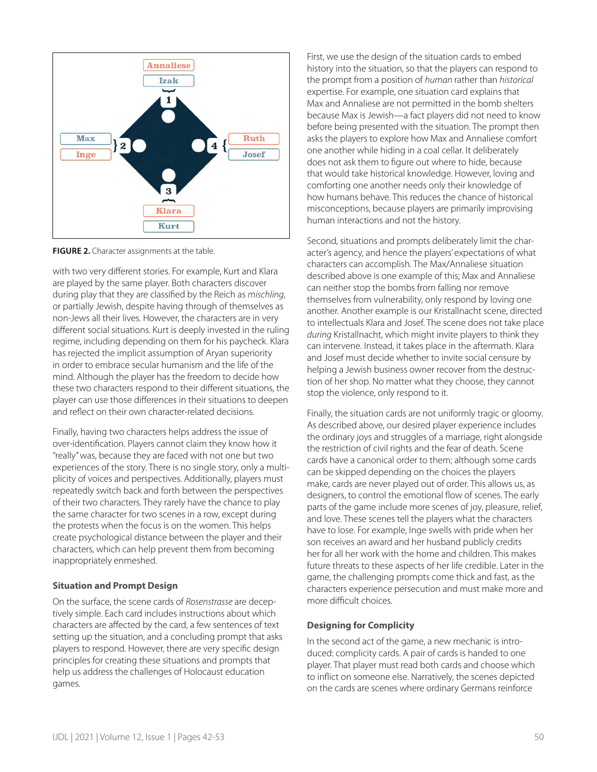**FIGURE 2.** Character assignments at the table.

with two very different stories. For example, Kurt and Klara are played by the same player. Both characters discover during play that they are classified by the Reich as *mischling*, or partially Jewish, despite having through of themselves as non-Jews all their lives. However, the characters are in very different social situations. Kurt is deeply invested in the ruling regime, including depending on them for his paycheck. Klara has rejected the implicit assumption of Aryan superiority in order to embrace secular humanism and the life of the mind. Although the player has the freedom to decide how these two characters respond to their different situations, the player can use those differences in their situations to deepen and reflect on their own character-related decisions.

Finally, having two characters helps address the issue of over-identification. Players cannot claim they know how it "really" was, because they are faced with not one but two experiences of the story. There is no single story, only a multiplicity of voices and perspectives. Additionally, players must repeatedly switch back and forth between the perspectives of their two characters. They rarely have the chance to play the same character for two scenes in a row, except during the protests when the focus is on the women. This helps create psychological distance between the player and their characters, which can help prevent them from becoming inappropriately enmeshed.

### Situation and Prompt Design

On the surface, the scene cards of *Rosenstrasse* are deceptively simple. Each card includes instructions about which characters are affected by the card, a few sentences of text setting up the situation, and a concluding prompt that asks players to respond. However, there are very specific design principles for creating these situations and prompts that help us address the challenges of Holocaust education games.

First, we use the design of the situation cards to embed history into the situation, so that the players can respond to the prompt from a position of *human* rather than *historical* expertise. For example, one situation card explains that Max and Annaliese are not permitted in the bomb shelters because Max is Jewish—a fact players did not need to know before being presented with the situation. The prompt then asks the players to explore how Max and Annaliese comfort one another while hiding in a coal cellar. It deliberately does not ask them to figure out where to hide, because that would take historical knowledge. However, loving and comforting one another needs only their knowledge of how humans behave. This reduces the chance of historical misconceptions, because players are primarily improvising human interactions and not the history.

Second, situations and prompts deliberately limit the character's agency, and hence the players' expectations of what characters can accomplish. The Max/Annaliese situation described above is one example of this; Max and Annaliese can neither stop the bombs from falling nor remove themselves from vulnerability, only respond by loving one another. Another example is our Kristallnacht scene, directed to intellectuals Klara and Josef. The scene does not take place *during* Kristallnacht, which might invite players to think they can intervene. Instead, it takes place in the aftermath. Klara and Josef must decide whether to invite social censure by helping a Jewish business owner recover from the destruction of her shop. No matter what they choose, they cannot stop the violence, only respond to it.

Finally, the situation cards are not uniformly tragic or gloomy. As described above, our desired player experience includes the ordinary joys and struggles of a marriage, right alongside the restriction of civil rights and the fear of death. Scene cards have a canonical order to them; although some cards can be skipped depending on the choices the players make, cards are never played out of order. This allows us, as designers, to control the emotional flow of scenes. The early parts of the game include more scenes of joy, pleasure, relief, and love. These scenes tell the players what the characters have to lose. For example, Inge swells with pride when her son receives an award and her husband publicly credits her for all her work with the home and children. This makes future threats to these aspects of her life credible. Later in the game, the challenging prompts come thick and fast, as the characters experience persecution and must make more and more difficult choices.

### Designing for Complicity

In the second act of the game, a new mechanic is introduced: complicity cards. A pair of cards is handed to one player. That player must read both cards and choose which to inflict on someone else. Narratively, the scenes depicted on the cards are scenes where ordinary Germans reinforce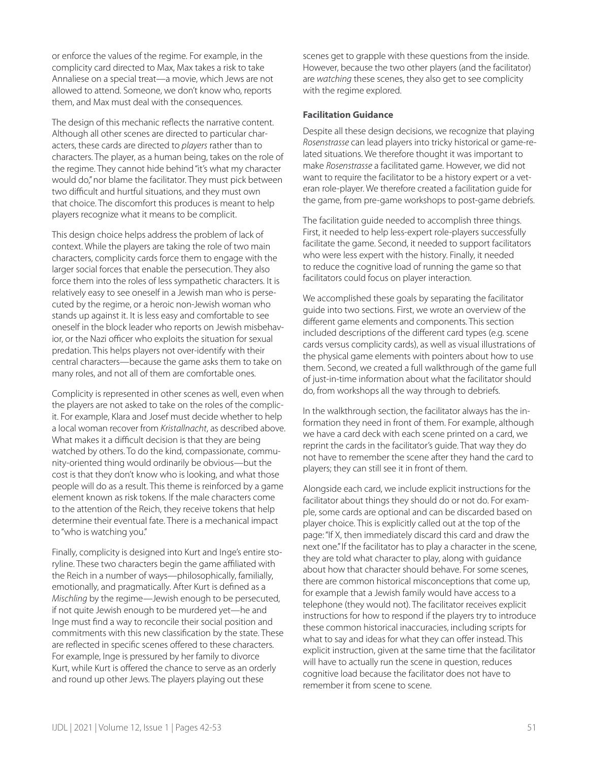or enforce the values of the regime. For example, in the complicity card directed to Max, Max takes a risk to take Annaliese on a special treat—a movie, which Jews are not allowed to attend. Someone, we don't know who, reports them, and Max must deal with the consequences.

The design of this mechanic reflects the narrative content. Although all other scenes are directed to particular characters, these cards are directed to *players* rather than to characters. The player, as a human being, takes on the role of the regime. They cannot hide behind "it's what my character would do," nor blame the facilitator. They must pick between two difficult and hurtful situations, and they must own that choice. The discomfort this produces is meant to help players recognize what it means to be complicit.

This design choice helps address the problem of lack of context. While the players are taking the role of two main characters, complicity cards force them to engage with the larger social forces that enable the persecution. They also force them into the roles of less sympathetic characters. It is relatively easy to see oneself in a Jewish man who is persecuted by the regime, or a heroic non-Jewish woman who stands up against it. It is less easy and comfortable to see oneself in the block leader who reports on Jewish misbehavior, or the Nazi officer who exploits the situation for sexual predation. This helps players not over-identify with their central characters—because the game asks them to take on many roles, and not all of them are comfortable ones.

Complicity is represented in other scenes as well, even when the players are not asked to take on the roles of the complicit. For example, Klara and Josef must decide whether to help a local woman recover from *Kristallnacht*, as described above. What makes it a difficult decision is that they are being watched by others. To do the kind, compassionate, community-oriented thing would ordinarily be obvious—but the cost is that they don't know who is looking, and what those people will do as a result. This theme is reinforced by a game element known as risk tokens. If the male characters come to the attention of the Reich, they receive tokens that help determine their eventual fate. There is a mechanical impact to "who is watching you."

Finally, complicity is designed into Kurt and Inge's entire storyline. These two characters begin the game affiliated with the Reich in a number of ways—philosophically, familially, emotionally, and pragmatically. After Kurt is defined as a *Mischling* by the regime—Jewish enough to be persecuted, if not quite Jewish enough to be murdered yet—he and Inge must find a way to reconcile their social position and commitments with this new classification by the state. These are reflected in specific scenes offered to these characters. For example, Inge is pressured by her family to divorce Kurt, while Kurt is offered the chance to serve as an orderly and round up other Jews. The players playing out these scenes get to grapple with these questions from the inside. However, because the two other players (and the facilitator) are *watching* these scenes, they also get to see complicity with the regime explored.

**Facilitation Guidance**

Despite all these design decisions, we recognize that playing *Rosenstrasse* can lead players into tricky historical or game-related situations. We therefore thought it was important to make *Rosenstrasse* a facilitated game. However, we did not want to require the facilitator to be a history expert or a veteran role-player. We therefore created a facilitation guide for the game, from pre-game workshops to post-game debriefs.

The facilitation guide needed to accomplish three things. First, it needed to help less-expert role-players successfully facilitate the game. Second, it needed to support facilitators who were less expert with the history. Finally, it needed to reduce the cognitive load of running the game so that facilitators could focus on player interaction.

We accomplished these goals by separating the facilitator guide into two sections. First, we wrote an overview of the different game elements and components. This section included descriptions of the different card types (e.g. scene cards versus complicity cards), as well as visual illustrations of the physical game elements with pointers about how to use them. Second, we created a full walkthrough of the game full of just-in-time information about what the facilitator should do, from workshops all the way through to debriefs.

In the walkthrough section, the facilitator always has the information they need in front of them. For example, although we have a card deck with each scene printed on a card, we reprint the cards in the facilitator's guide. That way they do not have to remember the scene after they hand the card to players; they can still see it in front of them.

Alongside each card, we include explicit instructions for the facilitator about things they should do or not do. For example, some cards are optional and can be discarded based on player choice. This is explicitly called out at the top of the page: "If X, then immediately discard this card and draw the next one." If the facilitator has to play a character in the scene, they are told what character to play, along with guidance about how that character should behave. For some scenes, there are common historical misconceptions that come up, for example that a Jewish family would have access to a telephone (they would not). The facilitator receives explicit instructions for how to respond if the players try to introduce these common historical inaccuracies, including scripts for what to say and ideas for what they can offer instead. This explicit instruction, given at the same time that the facilitator will have to actually run the scene in question, reduces cognitive load because the facilitator does not have to remember it from scene to scene.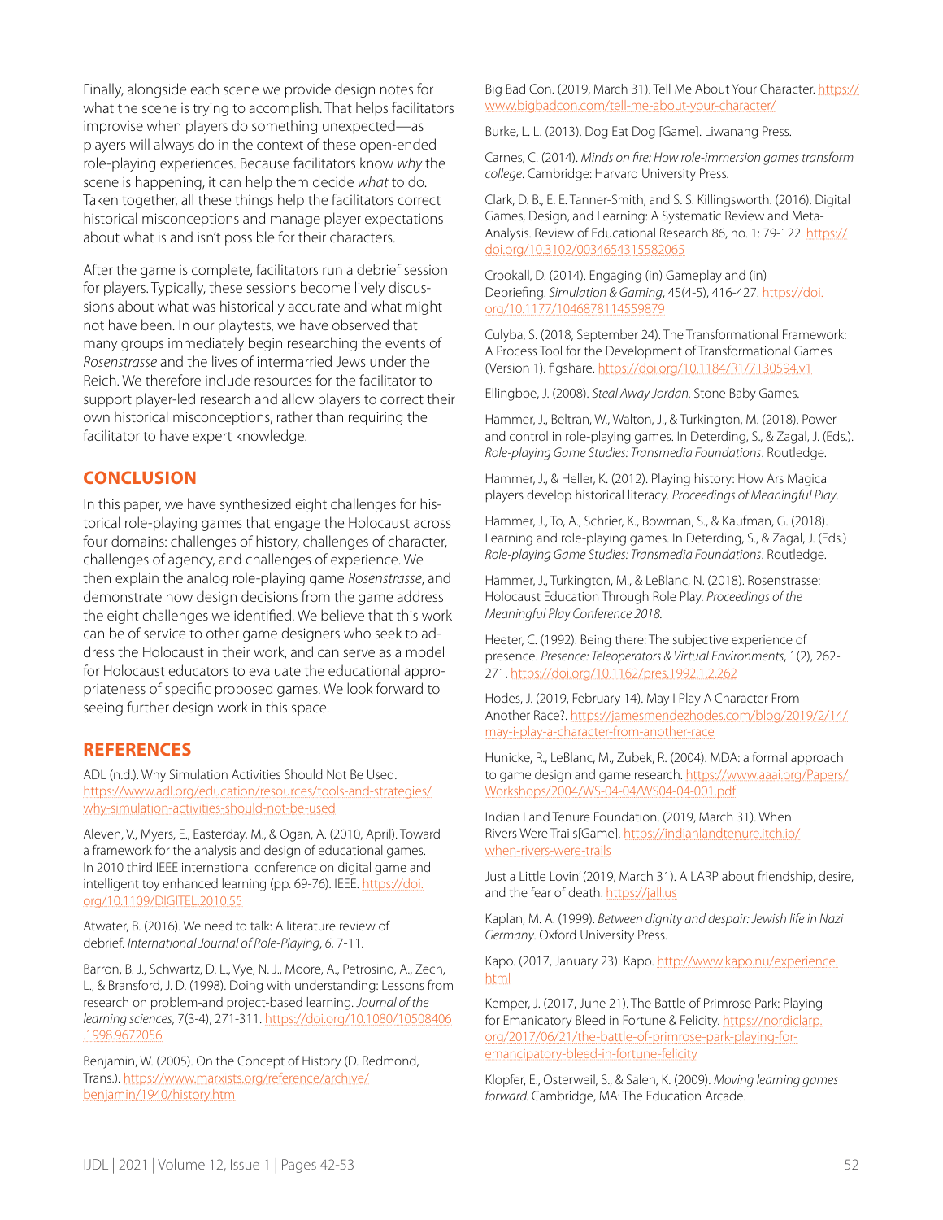Finally, alongside each scene we provide design notes for what the scene is trying to accomplish. That helps facilitators improvise when players do something unexpected—as players will always do in the context of these open-ended role-playing experiences. Because facilitators know *why* the scene is happening, it can help them decide *what* to do. Taken together, all these things help the facilitators correct historical misconceptions and manage player expectations about what is and isn't possible for their characters.

After the game is complete, facilitators run a debrief session for players. Typically, these sessions become lively discussions about what was historically accurate and what might not have been. In our playtests, we have observed that many groups immediately begin researching the events of *Rosenstrasse* and the lives of intermarried Jews under the Reich. We therefore include resources for the facilitator to support player-led research and allow players to correct their own historical misconceptions, rather than requiring the facilitator to have expert knowledge.

## CONCLUSION

In this paper, we have synthesized eight challenges for historical role-playing games that engage the Holocaust across four domains: challenges of history, challenges of character, challenges of agency, and challenges of experience. We then explain the analog role-playing game *Rosenstrasse*, and demonstrate how design decisions from the game address the eight challenges we identified. We believe that this work can be of service to other game designers who seek to address the Holocaust in their work, and can serve as a model for Holocaust educators to evaluate the educational appropriateness of specific proposed games. We look forward to seeing further design work in this space.

## REFERENCES

ADL (n.d.). Why Simulation Activities Should Not Be Used. https://www.adl.org/education/resources/tools-and-strategies/why-simulation-activities-should-not-be-used

Aleven, V., Myers, E., Easterday, M., & Ogan, A. (2010, April). Toward a framework for the analysis and design of educational games. In 2010 third IEEE international conference on digital game and intelligent toy enhanced learning (pp. 69-76). IEEE. https://doi.org/10.1109/DIGITEL.2010.55

Atwater, B. (2016). We need to talk: A literature review of debrief. *International Journal of Role-Playing*, *6*, 7-11.

Barron, B. J., Schwartz, D. L., Vye, N. J., Moore, A., Petrosino, A., Zech, L., & Bransford, J. D. (1998). Doing with understanding: Lessons from research on problem-and project-based learning. *Journal of the learning sciences*, 7(3-4), 271-311. https://doi.org/10.1080/10508406.1998.9672056

Benjamin, W. (2005). On the Concept of History (D. Redmond, Trans.). https://www.marxists.org/reference/archive/benjamin/1940/history.htm

Big Bad Con. (2019, March 31). Tell Me About Your Character. https://www.bigbadcon.com/tell-me-about-your-character/

Burke, L. L. (2013). Dog Eat Dog [Game]. Liwanang Press.

Carnes, C. (2014). *Minds on fire: How role-immersion games transform college*. Cambridge: Harvard University Press.

Clark, D. B., E. E. Tanner-Smith, and S. S. Killingsworth. (2016). Digital Games, Design, and Learning: A Systematic Review and Meta-Analysis. Review of Educational Research 86, no. 1: 79-122. https://doi.org/10.3102/0034654315582065

Crookall, D. (2014). Engaging (in) Gameplay and (in) Debriefing. *Simulation & Gaming*, 45(4-5), 416-427. https://doi.org/10.1177/1046878114559879

Culyba, S. (2018, September 24). The Transformational Framework: A Process Tool for the Development of Transformational Games (Version 1). figshare. https://doi.org/10.1184/R1/7130594.v1

Ellingboe, J. (2008). *Steal Away Jordan*. Stone Baby Games.

Hammer, J., Beltran, W., Walton, J., & Turkington, M. (2018). Power and control in role-playing games. In Deterding, S., & Zagal, J. (Eds.). *Role-playing Game Studies: Transmedia Foundations*. Routledge.

Hammer, J., & Heller, K. (2012). Playing history: How Ars Magica players develop historical literacy. *Proceedings of Meaningful Play*.

Hammer, J., To, A., Schrier, K., Bowman, S., & Kaufman, G. (2018). Learning and role-playing games. In Deterding, S., & Zagal, J. (Eds.) *Role-playing Game Studies: Transmedia Foundations*. Routledge.

Hammer, J., Turkington, M., & LeBlanc, N. (2018). Rosenstrasse: Holocaust Education Through Role Play. *Proceedings of the Meaningful Play Conference 2018.*

Heeter, C. (1992). Being there: The subjective experience of presence. *Presence: Teleoperators & Virtual Environments*, 1(2), 262-271. https://doi.org/10.1162/pres.1992.1.2.262

Hodes, J. (2019, February 14). May I Play A Character From Another Race?. https://jamesmendezhodes.com/blog/2019/2/14/may-i-play-a-character-from-another-race

Hunicke, R., LeBlanc, M., Zubek, R. (2004). MDA: a formal approach to game design and game research. https://www.aaai.org/Papers/Workshops/2004/WS-04-04/WS04-04-001.pdf

Indian Land Tenure Foundation. (2019, March 31). When Rivers Were Trails[Game]. https://indianlandtenure.itch.io/when-rivers-were-trails

Just a Little Lovin' (2019, March 31). A LARP about friendship, desire, and the fear of death. https://jall.us

Kaplan, M. A. (1999). *Between dignity and despair: Jewish life in Nazi Germany*. Oxford University Press.

Kapo. (2017, January 23). Kapo. http://www.kapo.nu/experience.html

Kemper, J. (2017, June 21). The Battle of Primrose Park: Playing for Emanicatory Bleed in Fortune & Felicity. https://nordiclarp.org/2017/06/21/the-battle-of-primrose-park-playing-for-emancipatory-bleed-in-fortune-felicity

Klopfer, E., Osterweil, S., & Salen, K. (2009). *Moving learning games forward.* Cambridge, MA: The Education Arcade.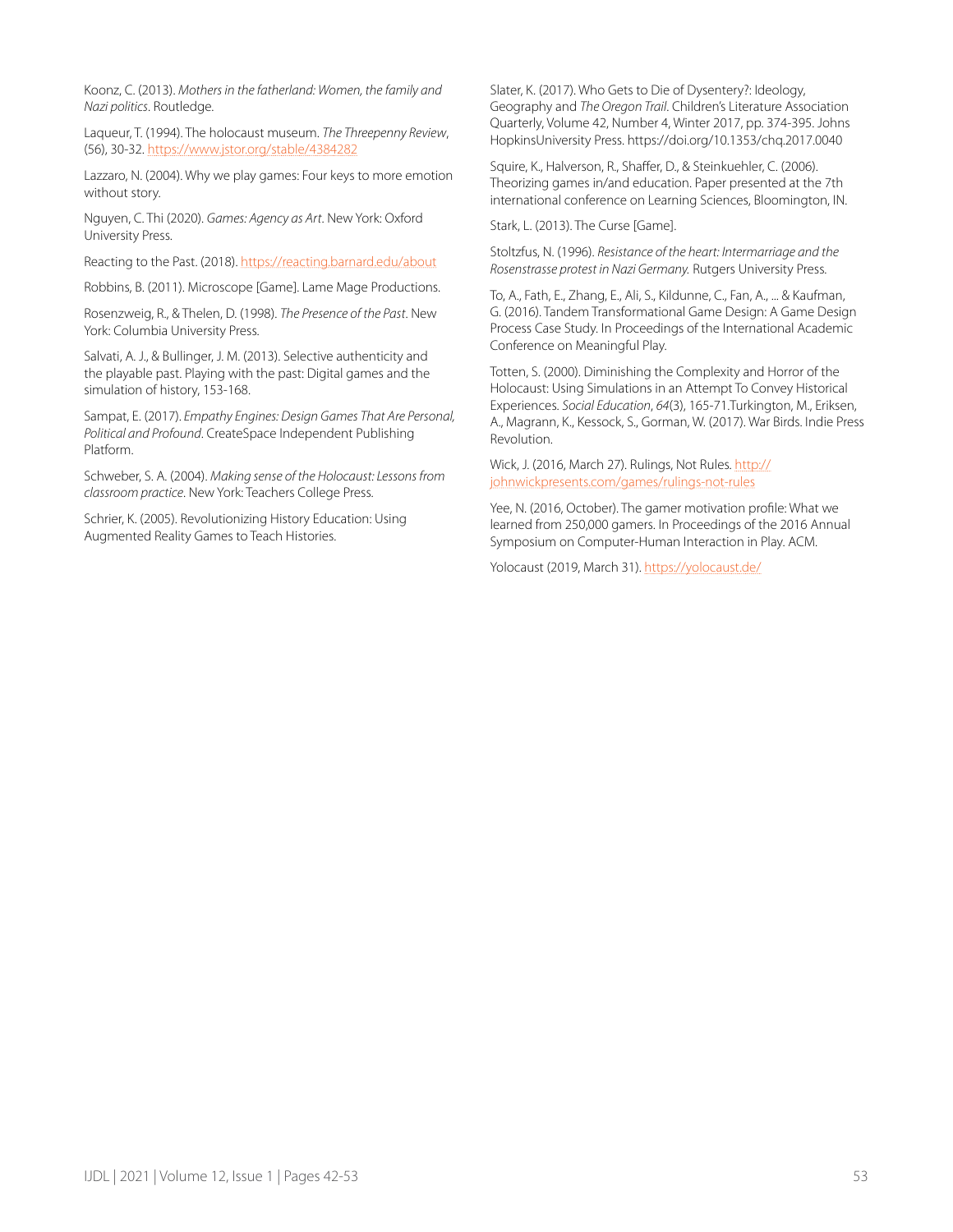Koonz, C. (2013). *Mothers in the fatherland: Women, the family and Nazi politics*. Routledge.

Laqueur, T. (1994). The holocaust museum. *The Threepenny Review*, (56), 30-32. https://www.jstor.org/stable/4384282

Lazzaro, N. (2004). Why we play games: Four keys to more emotion without story.

Nguyen, C. Thi (2020). *Games: Agency as Art*. New York: Oxford University Press.

Reacting to the Past. (2018). https://reacting.barnard.edu/about

Robbins, B. (2011). Microscope [Game]. Lame Mage Productions.

Rosenzweig, R., & Thelen, D. (1998). *The Presence of the Past*. New York: Columbia University Press.

Salvati, A. J., & Bullinger, J. M. (2013). Selective authenticity and the playable past. Playing with the past: Digital games and the simulation of history, 153-168.

Sampat, E. (2017). *Empathy Engines: Design Games That Are Personal, Political and Profound*. CreateSpace Independent Publishing Platform.

Schweber, S. A. (2004). *Making sense of the Holocaust: Lessons from classroom practice*. New York: Teachers College Press.

Schrier, K. (2005). Revolutionizing History Education: Using Augmented Reality Games to Teach Histories.

Slater, K. (2017). Who Gets to Die of Dysentery?: Ideology, Geography and *The Oregon Trail*. Children's Literature Association Quarterly, Volume 42, Number 4, Winter 2017, pp. 374-395. Johns HopkinsUniversity Press. https://doi.org/10.1353/chq.2017.0040

Squire, K., Halverson, R., Shaffer, D., & Steinkuehler, C. (2006). Theorizing games in/and education. Paper presented at the 7th international conference on Learning Sciences, Bloomington, IN.

Stark, L. (2013). The Curse [Game].

Stoltzfus, N. (1996). *Resistance of the heart: Intermarriage and the Rosenstrasse protest in Nazi Germany.* Rutgers University Press.

To, A., Fath, E., Zhang, E., Ali, S., Kildunne, C., Fan, A., ... & Kaufman, G. (2016). Tandem Transformational Game Design: A Game Design Process Case Study. In Proceedings of the International Academic Conference on Meaningful Play.

Totten, S. (2000). Diminishing the Complexity and Horror of the Holocaust: Using Simulations in an Attempt To Convey Historical Experiences. *Social Education*, *64*(3), 165-71.Turkington, M., Eriksen, A., Magrann, K., Kessock, S., Gorman, W. (2017). War Birds. Indie Press Revolution.

Wick, J. (2016, March 27). Rulings, Not Rules. http://johnwickpresents.com/games/rulings-not-rules

Yee, N. (2016, October). The gamer motivation profile: What we learned from 250,000 gamers. In Proceedings of the 2016 Annual Symposium on Computer-Human Interaction in Play. ACM.

Yolocaust (2019, March 31). https://yolocaust.de/